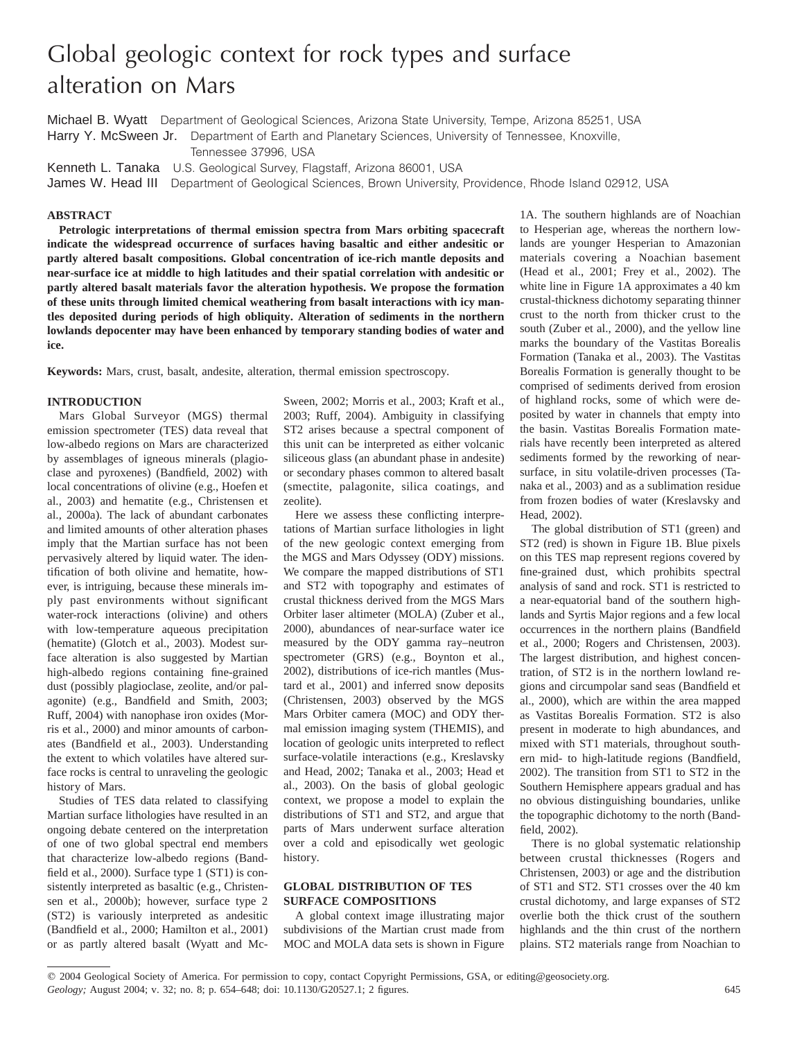# Global geologic context for rock types and surface alteration on Mars

**Michael B. Wyatt** Department of Geological Sciences, Arizona State University, Tempe, Arizona 85251, USA
**Harry Y. McSween Jr.** Department of Earth and Planetary Sciences, University of Tennessee, Knoxville, Tennessee 37996, USA
**Kenneth L. Tanaka** U.S. Geological Survey, Flagstaff, Arizona 86001, USA
**James W. Head III** Department of Geological Sciences, Brown University, Providence, Rhode Island 02912, USA

## ABSTRACT

**Petrologic interpretations of thermal emission spectra from Mars orbiting spacecraft indicate the widespread occurrence of surfaces having basaltic and either andesitic or partly altered basalt compositions. Global concentration of ice-rich mantle deposits and near-surface ice at middle to high latitudes and their spatial correlation with andesitic or partly altered basalt materials favor the alteration hypothesis. We propose the formation of these units through limited chemical weathering from basalt interactions with icy mantles deposited during periods of high obliquity. Alteration of sediments in the northern lowlands depocenter may have been enhanced by temporary standing bodies of water and ice.**

**Keywords:** Mars, crust, basalt, andesite, alteration, thermal emission spectroscopy.

## INTRODUCTION

Mars Global Surveyor (MGS) thermal emission spectrometer (TES) data reveal that low-albedo regions on Mars are characterized by assemblages of igneous minerals (plagioclase and pyroxenes) (Bandfield, 2002) with local concentrations of olivine (e.g., Hoefen et al., 2003) and hematite (e.g., Christensen et al., 2000a). The lack of abundant carbonates and limited amounts of other alteration phases imply that the Martian surface has not been pervasively altered by liquid water. The identification of both olivine and hematite, however, is intriguing, because these minerals imply past environments without significant water-rock interactions (olivine) and others with low-temperature aqueous precipitation (hematite) (Glotch et al., 2003). Modest surface alteration is also suggested by Martian high-albedo regions containing fine-grained dust (possibly plagioclase, zeolite, and/or palagonite) (e.g., Bandfield and Smith, 2003; Ruff, 2004) with nanophase iron oxides (Morris et al., 2000) and minor amounts of carbonates (Bandfield et al., 2003). Understanding the extent to which volatiles have altered surface rocks is central to unraveling the geologic history of Mars.

Studies of TES data related to classifying Martian surface lithologies have resulted in an ongoing debate centered on the interpretation of one of two global spectral end members that characterize low-albedo regions (Bandfield et al., 2000). Surface type 1 (ST1) is consistently interpreted as basaltic (e.g., Christensen et al., 2000b); however, surface type 2 (ST2) is variously interpreted as andesitic (Bandfield et al., 2000; Hamilton et al., 2001) or as partly altered basalt (Wyatt and McSween, 2002; Morris et al., 2003; Kraft et al., 2003; Ruff, 2004). Ambiguity in classifying ST2 arises because a spectral component of this unit can be interpreted as either volcanic siliceous glass (an abundant phase in andesite) or secondary phases common to altered basalt (smectite, palagonite, silica coatings, and zeolite).

Here we assess these conflicting interpretations of Martian surface lithologies in light of the new geologic context emerging from the MGS and Mars Odyssey (ODY) missions. We compare the mapped distributions of ST1 and ST2 with topography and estimates of crustal thickness derived from the MGS Mars Orbiter laser altimeter (MOLA) (Zuber et al., 2000), abundances of near-surface water ice measured by the ODY gamma ray–neutron spectrometer (GRS) (e.g., Boynton et al., 2002), distributions of ice-rich mantles (Mustard et al., 2001) and inferred snow deposits (Christensen, 2003) observed by the MGS Mars Orbiter camera (MOC) and ODY thermal emission imaging system (THEMIS), and location of geologic units interpreted to reflect surface-volatile interactions (e.g., Kreslavsky and Head, 2002; Tanaka et al., 2003; Head et al., 2003). On the basis of global geologic context, we propose a model to explain the distributions of ST1 and ST2, and argue that parts of Mars underwent surface alteration over a cold and episodically wet geologic history.

## GLOBAL DISTRIBUTION OF TES SURFACE COMPOSITIONS

A global context image illustrating major subdivisions of the Martian crust made from MOC and MOLA data sets is shown in Figure 1A. The southern highlands are of Noachian to Hesperian age, whereas the northern lowlands are younger Hesperian to Amazonian materials covering a Noachian basement (Head et al., 2001; Frey et al., 2002). The white line in Figure 1A approximates a 40 km crustal-thickness dichotomy separating thinner crust to the north from thicker crust to the south (Zuber et al., 2000), and the yellow line marks the boundary of the Vastitas Borealis Formation (Tanaka et al., 2003). The Vastitas Borealis Formation is generally thought to be comprised of sediments derived from erosion of highland rocks, some of which were deposited by water in channels that empty into the basin. Vastitas Borealis Formation materials have recently been interpreted as altered sediments formed by the reworking of near-surface, in situ volatile-driven processes (Tanaka et al., 2003) and as a sublimation residue from frozen bodies of water (Kreslavsky and Head, 2002).

The global distribution of ST1 (green) and ST2 (red) is shown in Figure 1B. Blue pixels on this TES map represent regions covered by fine-grained dust, which prohibits spectral analysis of sand and rock. ST1 is restricted to a near-equatorial band of the southern highlands and Syrtis Major regions and a few local occurrences in the northern plains (Bandfield et al., 2000; Rogers and Christensen, 2003). The largest distribution, and highest concentration, of ST2 is in the northern lowland regions and circumpolar sand seas (Bandfield et al., 2000), which are within the area mapped as Vastitas Borealis Formation. ST2 is also present in moderate to high abundances, and mixed with ST1 materials, throughout southern mid- to high-latitude regions (Bandfield, 2002). The transition from ST1 to ST2 in the Southern Hemisphere appears gradual and has no obvious distinguishing boundaries, unlike the topographic dichotomy to the north (Bandfield, 2002).

There is no global systematic relationship between crustal thicknesses (Rogers and Christensen, 2003) or age and the distribution of ST1 and ST2. ST1 crosses over the 40 km crustal dichotomy, and large expanses of ST2 overlie both the thick crust of the southern highlands and the thin crust of the northern plains. ST2 materials range from Noachian to

© 2004 Geological Society of America. For permission to copy, contact Copyright Permissions, GSA, or editing@geosociety.org.
*Geology;* August 2004; v. 32; no. 8; p. 654–648; doi: 10.1130/G20527.1; 2 figures.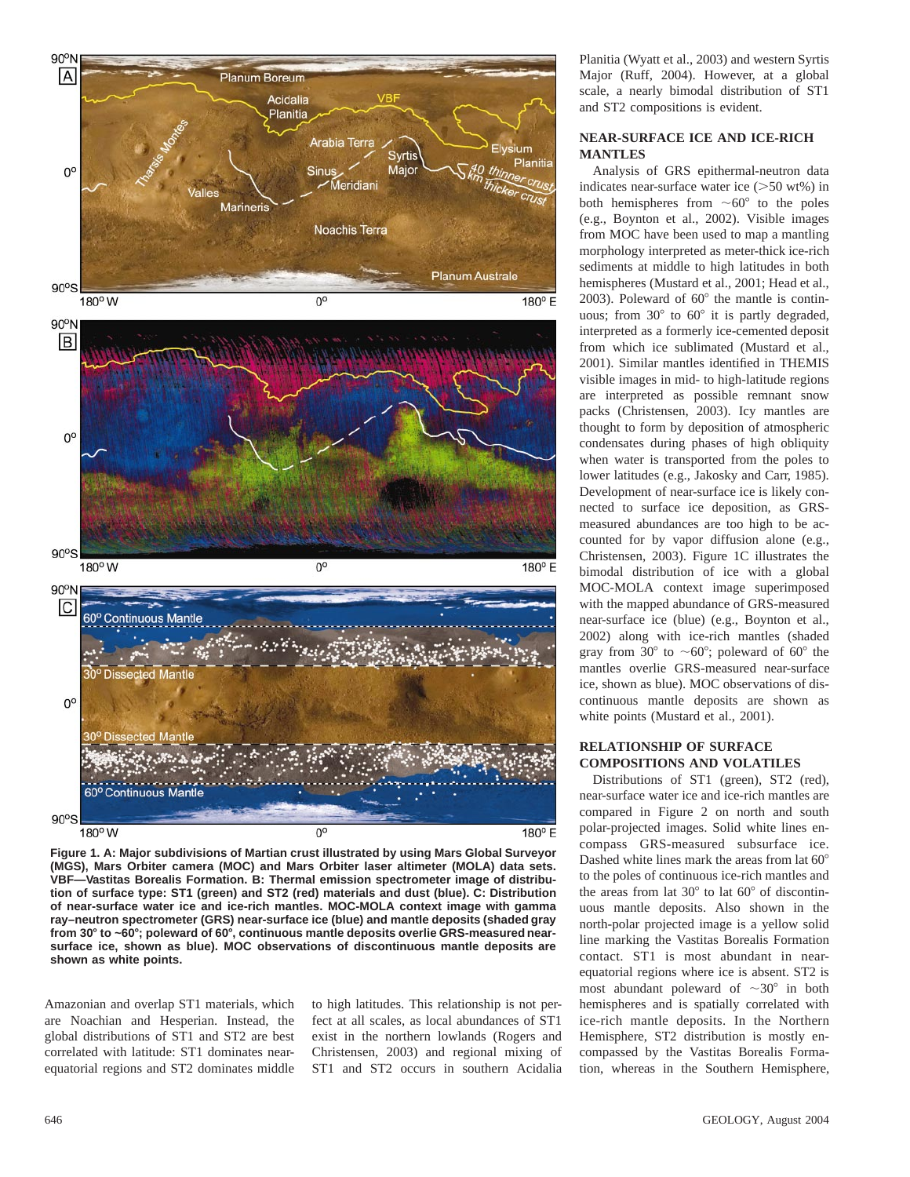Figure 1. A: Major subdivisions of Martian crust illustrated by using Mars Global Surveyor (MGS), Mars Orbiter camera (MOC) and Mars Orbiter laser altimeter (MOLA) data sets. VBF—Vastitas Borealis Formation. B: Thermal emission spectrometer image of distribution of surface type: ST1 (green) and ST2 (red) materials and dust (blue). C: Distribution of near-surface water ice and ice-rich mantles. MOC-MOLA context image with gamma ray–neutron spectrometer (GRS) near-surface ice (blue) and mantle deposits (shaded gray from 30° to ~60°; poleward of 60°, continuous mantle deposits overlie GRS-measured near-surface ice, shown as blue). MOC observations of discontinuous mantle deposits are shown as white points.

Amazonian and overlap ST1 materials, which are Noachian and Hesperian. Instead, the global distributions of ST1 and ST2 are best correlated with latitude: ST1 dominates near-equatorial regions and ST2 dominates middle to high latitudes. This relationship is not perfect at all scales, as local abundances of ST1 exist in the northern lowlands (Rogers and Christensen, 2003) and regional mixing of ST1 and ST2 occurs in southern Acidalia Planitia (Wyatt et al., 2003) and western Syrtis Major (Ruff, 2004). However, at a global scale, a nearly bimodal distribution of ST1 and ST2 compositions is evident.

## NEAR-SURFACE ICE AND ICE-RICH MANTLES

Analysis of GRS epithermal-neutron data indicates near-surface water ice (>50 wt%) in both hemispheres from ~60° to the poles (e.g., Boynton et al., 2002). Visible images from MOC have been used to map a mantling morphology interpreted as meter-thick ice-rich sediments at middle to high latitudes in both hemispheres (Mustard et al., 2001; Head et al., 2003). Poleward of 60° the mantle is continuous; from 30° to 60° it is partly degraded, interpreted as a formerly ice-cemented deposit from which ice sublimated (Mustard et al., 2001). Similar mantles identified in THEMIS visible images in mid- to high-latitude regions are interpreted as possible remnant snow packs (Christensen, 2003). Icy mantles are thought to form by deposition of atmospheric condensates during phases of high obliquity when water is transported from the poles to lower latitudes (e.g., Jakosky and Carr, 1985). Development of near-surface ice is likely connected to surface ice deposition, as GRS-measured abundances are too high to be accounted for by vapor diffusion alone (e.g., Christensen, 2003). Figure 1C illustrates the bimodal distribution of ice with a global MOC-MOLA context image superimposed with the mapped abundance of GRS-measured near-surface ice (blue) (e.g., Boynton et al., 2002) along with ice-rich mantles (shaded gray from 30° to ~60°; poleward of 60° the mantles overlie GRS-measured near-surface ice, shown as blue). MOC observations of discontinuous mantle deposits are shown as white points (Mustard et al., 2001).

## RELATIONSHIP OF SURFACE COMPOSITIONS AND VOLATILES

Distributions of ST1 (green), ST2 (red), near-surface water ice and ice-rich mantles are compared in Figure 2 on north and south polar-projected images. Solid white lines encompass GRS-measured subsurface ice. Dashed white lines mark the areas from lat 60° to the poles of continuous ice-rich mantles and the areas from lat 30° to lat 60° of discontinuous mantle deposits. Also shown in the north-polar projected image is a yellow solid line marking the Vastitas Borealis Formation contact. ST1 is most abundant in near-equatorial regions where ice is absent. ST2 is most abundant poleward of ~30° in both hemispheres and is spatially correlated with ice-rich mantle deposits. In the Northern Hemisphere, ST2 distribution is mostly encompassed by the Vastitas Borealis Formation, whereas in the Southern Hemisphere,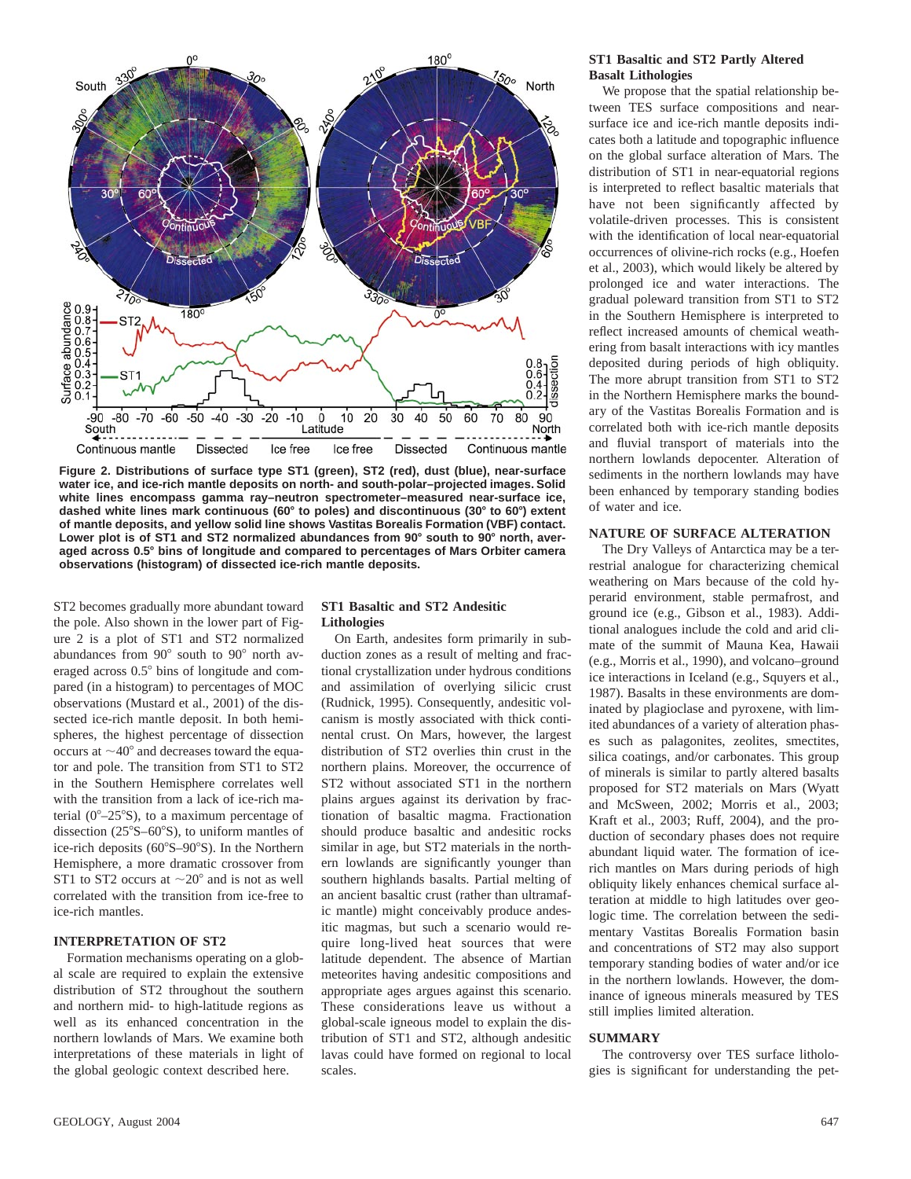Figure 2. Distributions of surface type ST1 (green), ST2 (red), dust (blue), near-surface water ice, and ice-rich mantle deposits on north- and south-polar–projected images. Solid white lines encompass gamma ray–neutron spectrometer–measured near-surface ice, dashed white lines mark continuous (60° to poles) and discontinuous (30° to 60°) extent of mantle deposits, and yellow solid line shows Vastitas Borealis Formation (VBF) contact. Lower plot is of ST1 and ST2 normalized abundances from 90° south to 90° north, averaged across 0.5° bins of longitude and compared to percentages of Mars Orbiter camera observations (histogram) of dissected ice-rich mantle deposits.

ST2 becomes gradually more abundant toward the pole. Also shown in the lower part of Figure 2 is a plot of ST1 and ST2 normalized abundances from 90° south to 90° north averaged across 0.5° bins of longitude and compared (in a histogram) to percentages of MOC observations (Mustard et al., 2001) of the dissected ice-rich mantle deposit. In both hemispheres, the highest percentage of dissection occurs at ~40° and decreases toward the equator and pole. The transition from ST1 to ST2 in the Southern Hemisphere correlates well with the transition from a lack of ice-rich material (0°–25°S), to a maximum percentage of dissection (25°S–60°S), to uniform mantles of ice-rich deposits (60°S–90°S). In the Northern Hemisphere, a more dramatic crossover from ST1 to ST2 occurs at ~20° and is not as well correlated with the transition from ice-free to ice-rich mantles.

## INTERPRETATION OF ST2

Formation mechanisms operating on a global scale are required to explain the extensive distribution of ST2 throughout the southern and northern mid- to high-latitude regions as well as its enhanced concentration in the northern lowlands of Mars. We examine both interpretations of these materials in light of the global geologic context described here.

### ST1 Basaltic and ST2 Andesitic Lithologies

On Earth, andesites form primarily in subduction zones as a result of melting and fractional crystallization under hydrous conditions and assimilation of overlying silicic crust (Rudnick, 1995). Consequently, andesitic volcanism is mostly associated with thick continental crust. On Mars, however, the largest distribution of ST2 overlies thin crust in the northern plains. Moreover, the occurrence of ST2 without associated ST1 in the northern plains argues against its derivation by fractionation of basaltic magma. Fractionation should produce basaltic and andesitic rocks similar in age, but ST2 materials in the northern lowlands are significantly younger than southern highlands basalts. Partial melting of an ancient basaltic crust (rather than ultramafic mantle) might conceivably produce andesitic magmas, but such a scenario would require long-lived heat sources that were latitude dependent. The absence of Martian meteorites having andesitic compositions and appropriate ages argues against this scenario. These considerations leave us without a global-scale igneous model to explain the distribution of ST1 and ST2, although andesitic lavas could have formed on regional to local scales.

### ST1 Basaltic and ST2 Partly Altered Basalt Lithologies

We propose that the spatial relationship between TES surface compositions and near-surface ice and ice-rich mantle deposits indicates both a latitude and topographic influence on the global surface alteration of Mars. The distribution of ST1 in near-equatorial regions is interpreted to reflect basaltic materials that have not been significantly affected by volatile-driven processes. This is consistent with the identification of local near-equatorial occurrences of olivine-rich rocks (e.g., Hoefen et al., 2003), which would likely be altered by prolonged ice and water interactions. The gradual poleward transition from ST1 to ST2 in the Southern Hemisphere is interpreted to reflect increased amounts of chemical weathering from basalt interactions with icy mantles deposited during periods of high obliquity. The more abrupt transition from ST1 to ST2 in the Northern Hemisphere marks the boundary of the Vastitas Borealis Formation and is correlated both with ice-rich mantle deposits and fluvial transport of materials into the northern lowlands depocenter. Alteration of sediments in the northern lowlands may have been enhanced by temporary standing bodies of water and ice.

## NATURE OF SURFACE ALTERATION

The Dry Valleys of Antarctica may be a terrestrial analogue for characterizing chemical weathering on Mars because of the cold hyperarid environment, stable permafrost, and ground ice (e.g., Gibson et al., 1983). Additional analogues include the cold and arid climate of the summit of Mauna Kea, Hawaii (e.g., Morris et al., 1990), and volcano–ground ice interactions in Iceland (e.g., Squyers et al., 1987). Basalts in these environments are dominated by plagioclase and pyroxene, with limited abundances of a variety of alteration phases such as palagonites, zeolites, smectites, silica coatings, and/or carbonates. This group of minerals is similar to partly altered basalts proposed for ST2 materials on Mars (Wyatt and McSween, 2002; Morris et al., 2003; Kraft et al., 2003; Ruff, 2004), and the production of secondary phases does not require abundant liquid water. The formation of ice-rich mantles on Mars during periods of high obliquity likely enhances chemical surface alteration at middle to high latitudes over geologic time. The correlation between the sedimentary Vastitas Borealis Formation basin and concentrations of ST2 may also support temporary standing bodies of water and/or ice in the northern lowlands. However, the dominance of igneous minerals measured by TES still implies limited alteration.

## SUMMARY

The controversy over TES surface lithologies is significant for understanding the pet-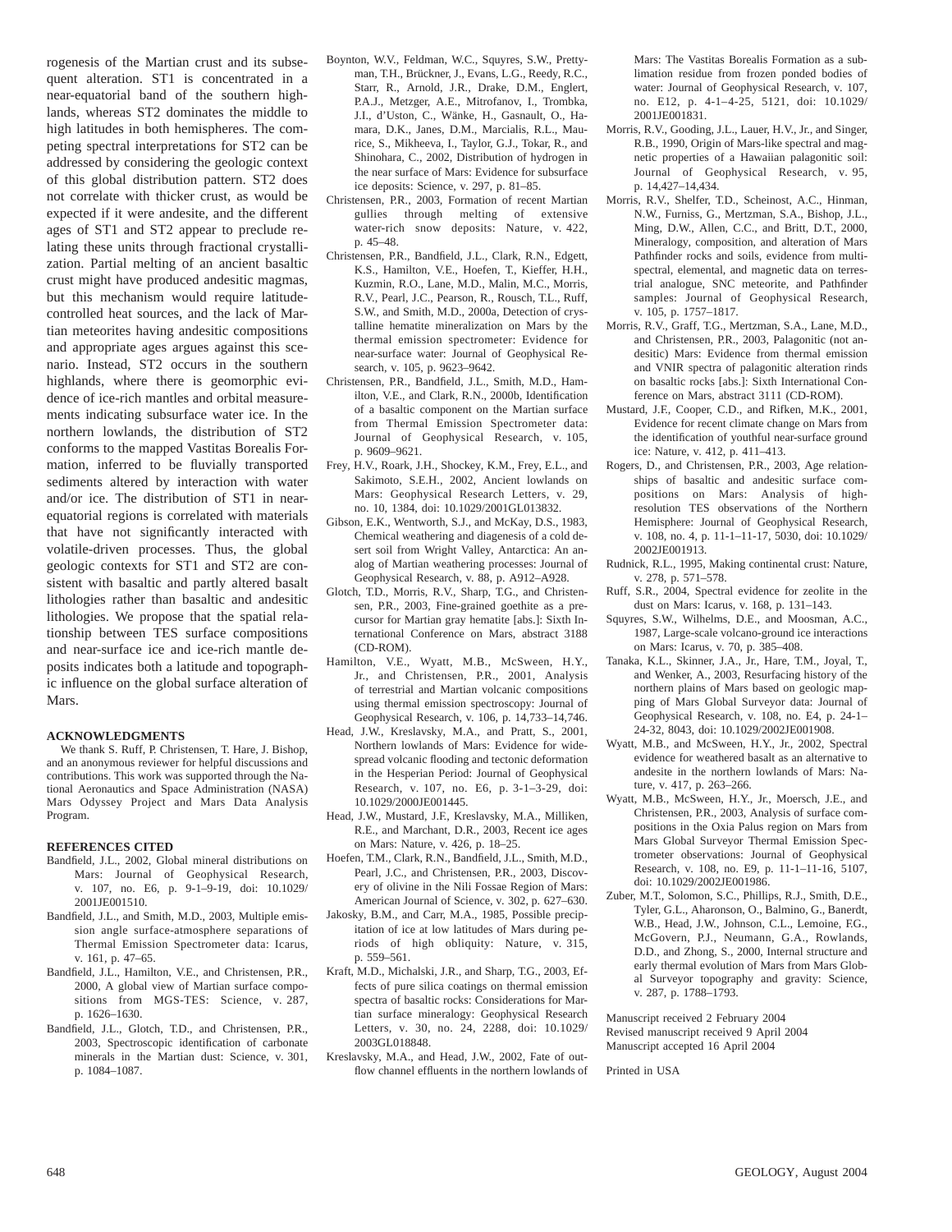rogenesis of the Martian crust and its subsequent alteration. ST1 is concentrated in a near-equatorial band of the southern highlands, whereas ST2 dominates the middle to high latitudes in both hemispheres. The competing spectral interpretations for ST2 can be addressed by considering the geologic context of this global distribution pattern. ST2 does not correlate with thicker crust, as would be expected if it were andesite, and the different ages of ST1 and ST2 appear to preclude relating these units through fractional crystallization. Partial melting of an ancient basaltic crust might have produced andesitic magmas, but this mechanism would require latitude-controlled heat sources, and the lack of Martian meteorites having andesitic compositions and appropriate ages argues against this scenario. Instead, ST2 occurs in the southern highlands, where there is geomorphic evidence of ice-rich mantles and orbital measurements indicating subsurface water ice. In the northern lowlands, the distribution of ST2 conforms to the mapped Vastitas Borealis Formation, inferred to be fluvially transported sediments altered by interaction with water and/or ice. The distribution of ST1 in near-equatorial regions is correlated with materials that have not significantly interacted with volatile-driven processes. Thus, the global geologic contexts for ST1 and ST2 are consistent with basaltic and partly altered basalt lithologies rather than basaltic and andesitic lithologies. We propose that the spatial relationship between TES surface compositions and near-surface ice and ice-rich mantle deposits indicates both a latitude and topographic influence on the global surface alteration of Mars.

## ACKNOWLEDGMENTS

We thank S. Ruff, P. Christensen, T. Hare, J. Bishop, and an anonymous reviewer for helpful discussions and contributions. This work was supported through the National Aeronautics and Space Administration (NASA) Mars Odyssey Project and Mars Data Analysis Program.

## REFERENCES CITED

Bandfield, J.L., 2002, Global mineral distributions on Mars: Journal of Geophysical Research, v. 107, no. E6, p. 9-1–9-19, doi: 10.1029/2001JE001510.

Bandfield, J.L., and Smith, M.D., 2003, Multiple emission angle surface-atmosphere separations of Thermal Emission Spectrometer data: Icarus, v. 161, p. 47–65.

Bandfield, J.L., Hamilton, V.E., and Christensen, P.R., 2000, A global view of Martian surface compositions from MGS-TES: Science, v. 287, p. 1626–1630.

Bandfield, J.L., Glotch, T.D., and Christensen, P.R., 2003, Spectroscopic identification of carbonate minerals in the Martian dust: Science, v. 301, p. 1084–1087.

Boynton, W.V., Feldman, W.C., Squyres, S.W., Prettyman, T.H., Brückner, J., Evans, L.G., Reedy, R.C., Starr, R., Arnold, J.R., Drake, D.M., Englert, P.A.J., Metzger, A.E., Mitrofanov, I., Trombka, J.I., d'Uston, C., Wänke, H., Gasnault, O., Hamara, D.K., Janes, D.M., Marcialis, R.L., Maurice, S., Mikheeva, I., Taylor, G.J., Tokar, R., and Shinohara, C., 2002, Distribution of hydrogen in the near surface of Mars: Evidence for subsurface ice deposits: Science, v. 297, p. 81–85.

Christensen, P.R., 2003, Formation of recent Martian gullies through melting of extensive water-rich snow deposits: Nature, v. 422, p. 45–48.

Christensen, P.R., Bandfield, J.L., Clark, R.N., Edgett, K.S., Hamilton, V.E., Hoefen, T., Kieffer, H.H., Kuzmin, R.O., Lane, M.D., Malin, M.C., Morris, R.V., Pearl, J.C., Pearson, R., Rousch, T.L., Ruff, S.W., and Smith, M.D., 2000a, Detection of crystalline hematite mineralization on Mars by the thermal emission spectrometer: Evidence for near-surface water: Journal of Geophysical Research, v. 105, p. 9623–9642.

Christensen, P.R., Bandfield, J.L., Smith, M.D., Hamilton, V.E., and Clark, R.N., 2000b, Identification of a basaltic component on the Martian surface from Thermal Emission Spectrometer data: Journal of Geophysical Research, v. 105, p. 9609–9621.

Frey, H.V., Roark, J.H., Shockey, K.M., Frey, E.L., and Sakimoto, S.E.H., 2002, Ancient lowlands on Mars: Geophysical Research Letters, v. 29, no. 10, 1384, doi: 10.1029/2001GL013832.

Gibson, E.K., Wentworth, S.J., and McKay, D.S., 1983, Chemical weathering and diagenesis of a cold desert soil from Wright Valley, Antarctica: An analog of Martian weathering processes: Journal of Geophysical Research, v. 88, p. A912–A928.

Glotch, T.D., Morris, R.V., Sharp, T.G., and Christensen, P.R., 2003, Fine-grained goethite as a precursor for Martian gray hematite [abs.]: Sixth International Conference on Mars, abstract 3188 (CD-ROM).

Hamilton, V.E., Wyatt, M.B., McSween, H.Y., Jr., and Christensen, P.R., 2001, Analysis of terrestrial and Martian volcanic compositions using thermal emission spectroscopy: Journal of Geophysical Research, v. 106, p. 14,733–14,746.

Head, J.W., Kreslavsky, M.A., and Pratt, S., 2001, Northern lowlands of Mars: Evidence for widespread volcanic flooding and tectonic deformation in the Hesperian Period: Journal of Geophysical Research, v. 107, no. E6, p. 3-1–3-29, doi: 10.1029/2000JE001445.

Head, J.W., Mustard, J.F., Kreslavsky, M.A., Milliken, R.E., and Marchant, D.R., 2003, Recent ice ages on Mars: Nature, v. 426, p. 18–25.

Hoefen, T.M., Clark, R.N., Bandfield, J.L., Smith, M.D., Pearl, J.C., and Christensen, P.R., 2003, Discovery of olivine in the Nili Fossae Region of Mars: American Journal of Science, v. 302, p. 627–630.

Jakosky, B.M., and Carr, M.A., 1985, Possible precipitation of ice at low latitudes of Mars during periods of high obliquity: Nature, v. 315, p. 559–561.

Kraft, M.D., Michalski, J.R., and Sharp, T.G., 2003, Effects of pure silica coatings on thermal emission spectra of basaltic rocks: Considerations for Martian surface mineralogy: Geophysical Research Letters, v. 30, no. 24, 2288, doi: 10.1029/2003GL018848.

Kreslavsky, M.A., and Head, J.W., 2002, Fate of outflow channel effluents in the northern lowlands of Mars: The Vastitas Borealis Formation as a sublimation residue from frozen ponded bodies of water: Journal of Geophysical Research, v. 107, no. E12, p. 4-1–4-25, 5121, doi: 10.1029/2001JE001831.

Morris, R.V., Gooding, J.L., Lauer, H.V., Jr., and Singer, R.B., 1990, Origin of Mars-like spectral and magnetic properties of a Hawaiian palagonitic soil: Journal of Geophysical Research, v. 95, p. 14,427–14,434.

Morris, R.V., Shelfer, T.D., Scheinost, A.C., Hinman, N.W., Furniss, G., Mertzman, S.A., Bishop, J.L., Ming, D.W., Allen, C.C., and Britt, D.T., 2000, Mineralogy, composition, and alteration of Mars Pathfinder rocks and soils, evidence from multispectral, elemental, and magnetic data on terrestrial analogue, SNC meteorite, and Pathfinder samples: Journal of Geophysical Research, v. 105, p. 1757–1817.

Morris, R.V., Graff, T.G., Mertzman, S.A., Lane, M.D., and Christensen, P.R., 2003, Palagonitic (not andesitic) Mars: Evidence from thermal emission and VNIR spectra of palagonitic alteration rinds on basaltic rocks [abs.]: Sixth International Conference on Mars, abstract 3111 (CD-ROM).

Mustard, J.F., Cooper, C.D., and Rifken, M.K., 2001, Evidence for recent climate change on Mars from the identification of youthful near-surface ground ice: Nature, v. 412, p. 411–413.

Rogers, D., and Christensen, P.R., 2003, Age relationships of basaltic and andesitic surface compositions on Mars: Analysis of high-resolution TES observations of the Northern Hemisphere: Journal of Geophysical Research, v. 108, no. 4, p. 11-1–11-17, 5030, doi: 10.1029/2002JE001913.

Rudnick, R.L., 1995, Making continental crust: Nature, v. 278, p. 571–578.

Ruff, S.R., 2004, Spectral evidence for zeolite in the dust on Mars: Icarus, v. 168, p. 131–143.

Squyres, S.W., Wilhelms, D.E., and Moosman, A.C., 1987, Large-scale volcano-ground ice interactions on Mars: Icarus, v. 70, p. 385–408.

Tanaka, K.L., Skinner, J.A., Jr., Hare, T.M., Joyal, T., and Wenker, A., 2003, Resurfacing history of the northern plains of Mars based on geologic mapping of Mars Global Surveyor data: Journal of Geophysical Research, v. 108, no. E4, p. 24-1–24-32, 8043, doi: 10.1029/2002JE001908.

Wyatt, M.B., and McSween, H.Y., Jr., 2002, Spectral evidence for weathered basalt as an alternative to andesite in the northern lowlands of Mars: Nature, v. 417, p. 263–266.

Wyatt, M.B., McSween, H.Y., Jr., Moersch, J.E., and Christensen, P.R., 2003, Analysis of surface compositions in the Oxia Palus region on Mars from Mars Global Surveyor Thermal Emission Spectrometer observations: Journal of Geophysical Research, v. 108, no. E9, p. 11-1–11-16, 5107, doi: 10.1029/2002JE001986.

Zuber, M.T., Solomon, S.C., Phillips, R.J., Smith, D.E., Tyler, G.L., Aharonson, O., Balmino, G., Banerdt, W.B., Head, J.W., Johnson, C.L., Lemoine, F.G., McGovern, P.J., Neumann, G.A., Rowlands, D.D., and Zhong, S., 2000, Internal structure and early thermal evolution of Mars from Mars Global Surveyor topography and gravity: Science, v. 287, p. 1788–1793.

Manuscript received 2 February 2004
Revised manuscript received 9 April 2004
Manuscript accepted 16 April 2004

Printed in USA